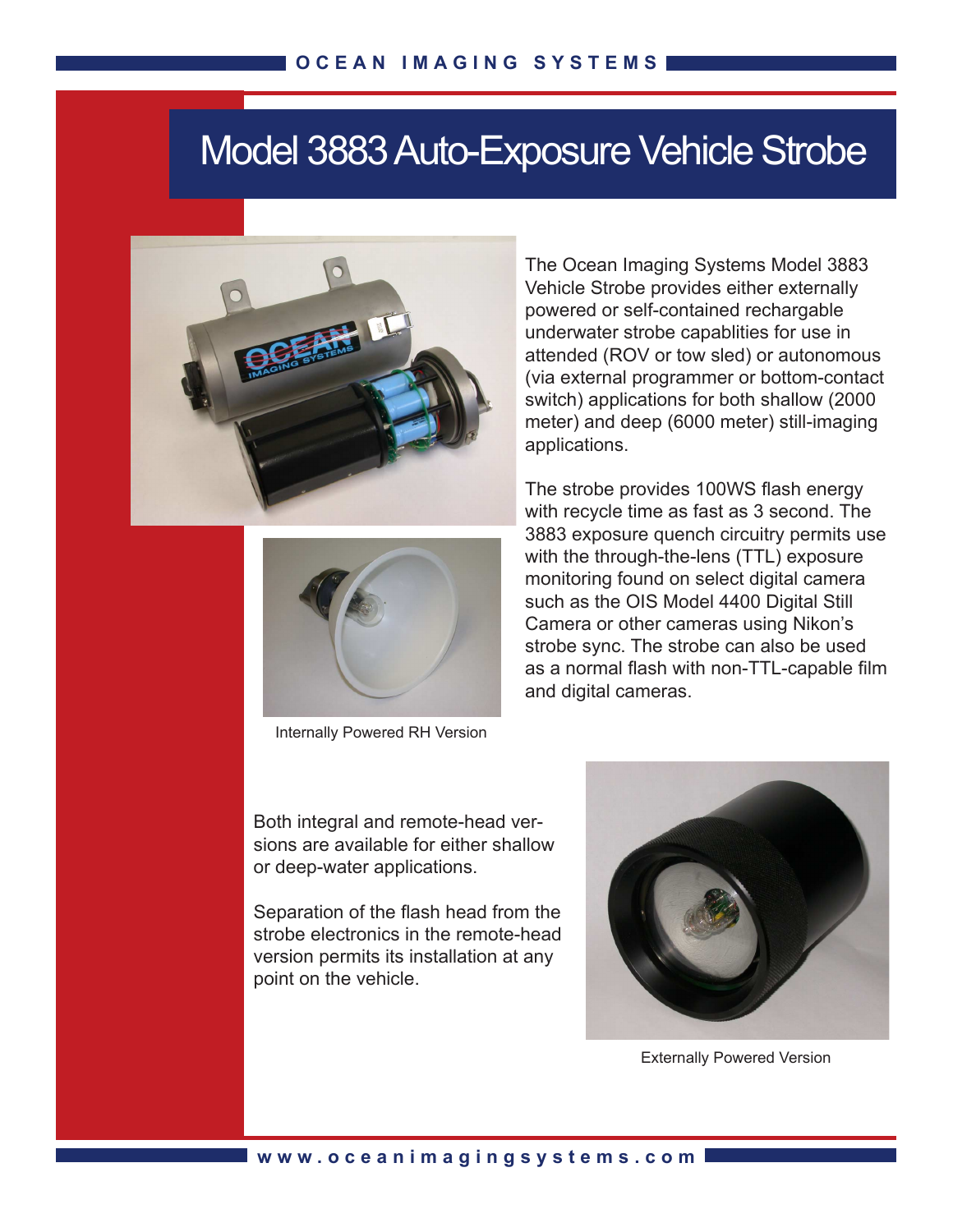# Model 3883 Auto-Exposure Vehicle Strobe

The Ocean Imaging Systems Model 3883 Vehicle Strobe provides either externally powered or self-contained rechargable underwater strobe capablities for use in attended (ROV or tow sled) or autonomous (via external programmer or bottom-contact switch) applications for both shallow (2000 meter) and deep (6000 meter) still-imaging applications.

The strobe provides 100WS flash energy with recycle time as fast as 3 second. The 3883 exposure quench circuitry permits use with the through-the-lens (TTL) exposure monitoring found on select digital camera such as the OIS Model 4400 Digital Still Camera or other cameras using Nikon's strobe sync. The strobe can also be used as a normal flash with non-TTL-capable film and digital cameras.

Internally Powered RH Version

Both integral and remote-head versions are available for either shallow or deep-water applications.

Separation of the flash head from the strobe electronics in the remote-head version permits its installation at any point on the vehicle.

Externally Powered Version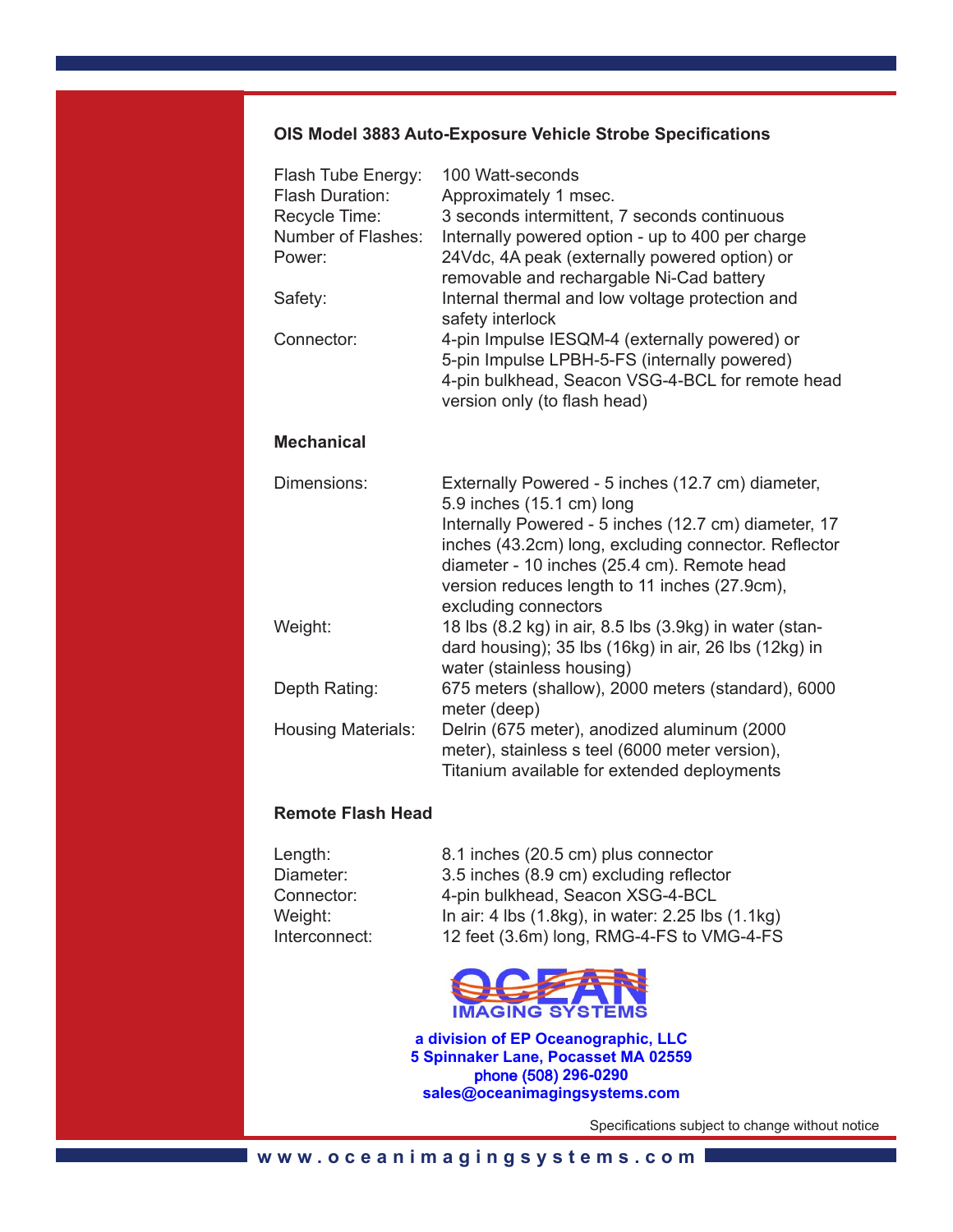## OIS Model 3883 Auto-Exposure Vehicle Strobe Specifications

| | |
|---|---|
| Flash Tube Energy: | 100 Watt-seconds |
| Flash Duration: | Approximately 1 msec. |
| Recycle Time: | 3 seconds intermittent, 7 seconds continuous |
| Number of Flashes: | Internally powered option - up to 400 per charge |
| Power: | 24Vdc, 4A peak (externally powered option) or removable and rechargable Ni-Cad battery |
| Safety: | Internal thermal and low voltage protection and safety interlock |
| Connector: | 4-pin Impulse IESQM-4 (externally powered) or 5-pin Impulse LPBH-5-FS (internally powered) 4-pin bulkhead, Seacon VSG-4-BCL for remote head version only (to flash head) |

### Mechanical

| | |
|---|---|
| Dimensions: | Externally Powered - 5 inches (12.7 cm) diameter, 5.9 inches (15.1 cm) long<br>Internally Powered - 5 inches (12.7 cm) diameter, 17 inches (43.2cm) long, excluding connector. Reflector diameter - 10 inches (25.4 cm). Remote head version reduces length to 11 inches (27.9cm), excluding connectors |
| Weight: | 18 lbs (8.2 kg) in air, 8.5 lbs (3.9kg) in water (standard housing); 35 lbs (16kg) in air, 26 lbs (12kg) in water (stainless housing) |
| Depth Rating: | 675 meters (shallow), 2000 meters (standard), 6000 meter (deep) |
| Housing Materials: | Delrin (675 meter), anodized aluminum (2000 meter), stainless s teel (6000 meter version), Titanium available for extended deployments |

### Remote Flash Head

| | |
|---|---|
| Length: | 8.1 inches (20.5 cm) plus connector |
| Diameter: | 3.5 inches (8.9 cm) excluding reflector |
| Connector: | 4-pin bulkhead, Seacon XSG-4-BCL |
| Weight: | In air: 4 lbs (1.8kg), in water: 2.25 lbs (1.1kg) |
| Interconnect: | 12 feet (3.6m) long, RMG-4-FS to VMG-4-FS |

**OCEAN IMAGING SYSTEMS**

**a division of EP Oceanographic, LLC**
**5 Spinnaker Lane, Pocasset MA 02559**
**phone (508) 296-0290**
**sales@oceanimagingsystems.com**

Specifications subject to change without notice

**www.oceanimagingsystems.com**